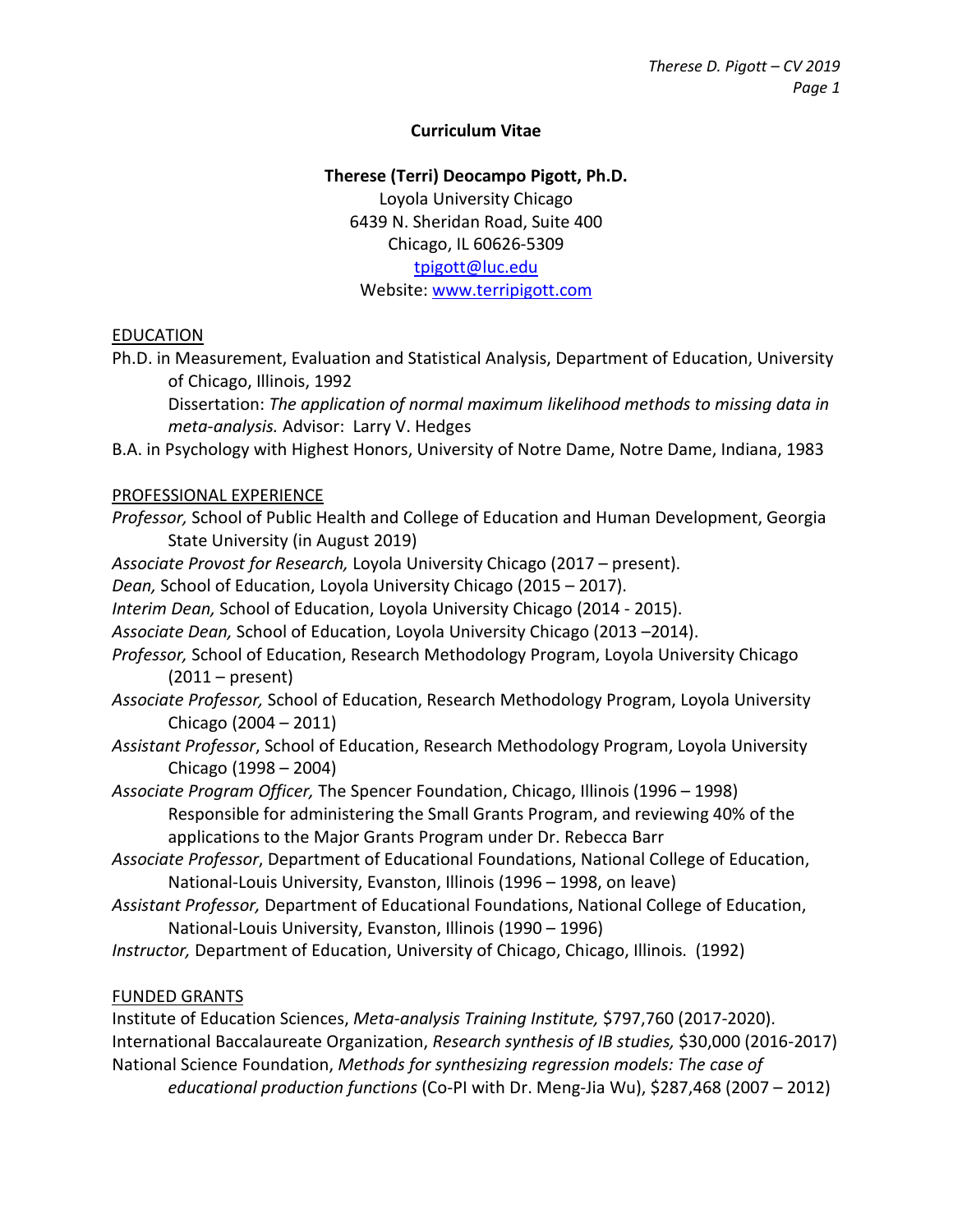# Curriculum Vitae

## Therese (Terri) Deocampo Pigott, Ph.D.

Loyola University Chicago
6439 N. Sheridan Road, Suite 400
Chicago, IL 60626-5309
tpigott@luc.edu
Website: www.terripigott.com

## EDUCATION

Ph.D. in Measurement, Evaluation and Statistical Analysis, Department of Education, University of Chicago, Illinois, 1992
Dissertation: *The application of normal maximum likelihood methods to missing data in meta-analysis.* Advisor: Larry V. Hedges

B.A. in Psychology with Highest Honors, University of Notre Dame, Notre Dame, Indiana, 1983

## PROFESSIONAL EXPERIENCE

*Professor,* School of Public Health and College of Education and Human Development, Georgia State University (in August 2019)

*Associate Provost for Research,* Loyola University Chicago (2017 – present).

*Dean,* School of Education, Loyola University Chicago (2015 – 2017).

*Interim Dean,* School of Education, Loyola University Chicago (2014 - 2015).

*Associate Dean,* School of Education, Loyola University Chicago (2013 –2014).

*Professor,* School of Education, Research Methodology Program, Loyola University Chicago (2011 – present)

*Associate Professor,* School of Education, Research Methodology Program, Loyola University Chicago (2004 – 2011)

*Assistant Professor*, School of Education, Research Methodology Program, Loyola University Chicago (1998 – 2004)

*Associate Program Officer,* The Spencer Foundation, Chicago, Illinois (1996 – 1998)
Responsible for administering the Small Grants Program, and reviewing 40% of the applications to the Major Grants Program under Dr. Rebecca Barr

*Associate Professor*, Department of Educational Foundations, National College of Education, National-Louis University, Evanston, Illinois (1996 – 1998, on leave)

*Assistant Professor,* Department of Educational Foundations, National College of Education, National-Louis University, Evanston, Illinois (1990 – 1996)

*Instructor,* Department of Education, University of Chicago, Chicago, Illinois. (1992)

## FUNDED GRANTS

Institute of Education Sciences, *Meta-analysis Training Institute,* $797,760 (2017-2020).

International Baccalaureate Organization, *Research synthesis of IB studies,* $30,000 (2016-2017)

National Science Foundation, *Methods for synthesizing regression models: The case of educational production functions* (Co-PI with Dr. Meng-Jia Wu), $287,468 (2007 – 2012)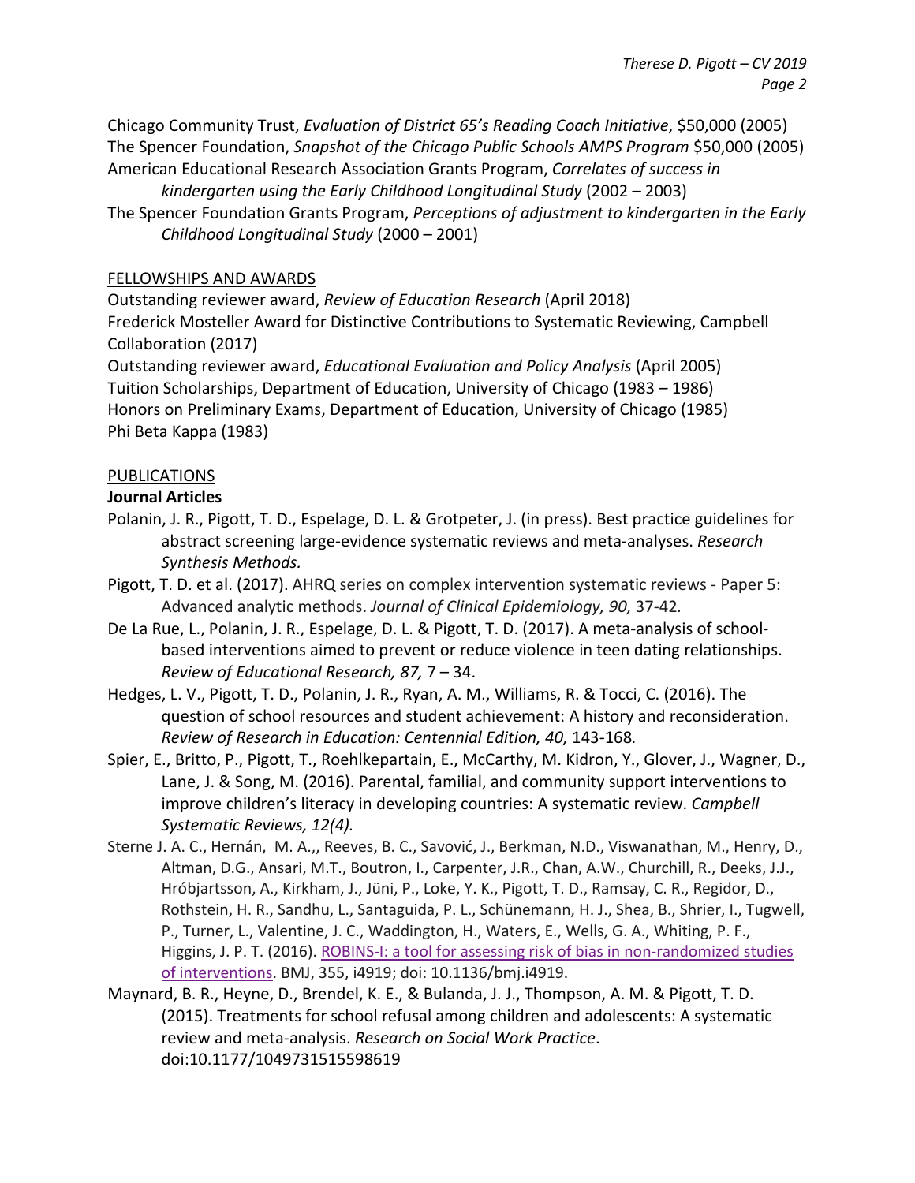Chicago Community Trust, *Evaluation of District 65's Reading Coach Initiative*, $50,000 (2005)

The Spencer Foundation, *Snapshot of the Chicago Public Schools AMPS Program* $50,000 (2005)

American Educational Research Association Grants Program, *Correlates of success in kindergarten using the Early Childhood Longitudinal Study* (2002 – 2003)

The Spencer Foundation Grants Program, *Perceptions of adjustment to kindergarten in the Early Childhood Longitudinal Study* (2000 – 2001)

## FELLOWSHIPS AND AWARDS

Outstanding reviewer award, *Review of Education Research* (April 2018)

Frederick Mosteller Award for Distinctive Contributions to Systematic Reviewing, Campbell Collaboration (2017)

Outstanding reviewer award, *Educational Evaluation and Policy Analysis* (April 2005)

Tuition Scholarships, Department of Education, University of Chicago (1983 – 1986)

Honors on Preliminary Exams, Department of Education, University of Chicago (1985)

Phi Beta Kappa (1983)

## PUBLICATIONS

### Journal Articles

Polanin, J. R., Pigott, T. D., Espelage, D. L. & Grotpeter, J. (in press). Best practice guidelines for abstract screening large-evidence systematic reviews and meta-analyses. *Research Synthesis Methods.*

Pigott, T. D. et al. (2017). AHRQ series on complex intervention systematic reviews - Paper 5: Advanced analytic methods. *Journal of Clinical Epidemiology, 90,* 37-42.

De La Rue, L., Polanin, J. R., Espelage, D. L. & Pigott, T. D. (2017). A meta-analysis of school-based interventions aimed to prevent or reduce violence in teen dating relationships. *Review of Educational Research, 87,* 7 – 34.

Hedges, L. V., Pigott, T. D., Polanin, J. R., Ryan, A. M., Williams, R. & Tocci, C. (2016). The question of school resources and student achievement: A history and reconsideration. *Review of Research in Education: Centennial Edition, 40,* 143-168.

Spier, E., Britto, P., Pigott, T., Roehlkepartain, E., McCarthy, M. Kidron, Y., Glover, J., Wagner, D., Lane, J. & Song, M. (2016). Parental, familial, and community support interventions to improve children's literacy in developing countries: A systematic review. *Campbell Systematic Reviews, 12(4).*

Sterne J. A. C., Hernán, M. A.,, Reeves, B. C., Savović, J., Berkman, N.D., Viswanathan, M., Henry, D., Altman, D.G., Ansari, M.T., Boutron, I., Carpenter, J.R., Chan, A.W., Churchill, R., Deeks, J.J., Hróbjartsson, A., Kirkham, J., Jüni, P., Loke, Y. K., Pigott, T. D., Ramsay, C. R., Regidor, D., Rothstein, H. R., Sandhu, L., Santaguida, P. L., Schünemann, H. J., Shea, B., Shrier, I., Tugwell, P., Turner, L., Valentine, J. C., Waddington, H., Waters, E., Wells, G. A., Whiting, P. F., Higgins, J. P. T. (2016). ROBINS-I: a tool for assessing risk of bias in non-randomized studies of interventions. BMJ, 355, i4919; doi: 10.1136/bmj.i4919.

Maynard, B. R., Heyne, D., Brendel, K. E., & Bulanda, J. J., Thompson, A. M. & Pigott, T. D. (2015). Treatments for school refusal among children and adolescents: A systematic review and meta-analysis. *Research on Social Work Practice*. doi:10.1177/1049731515598619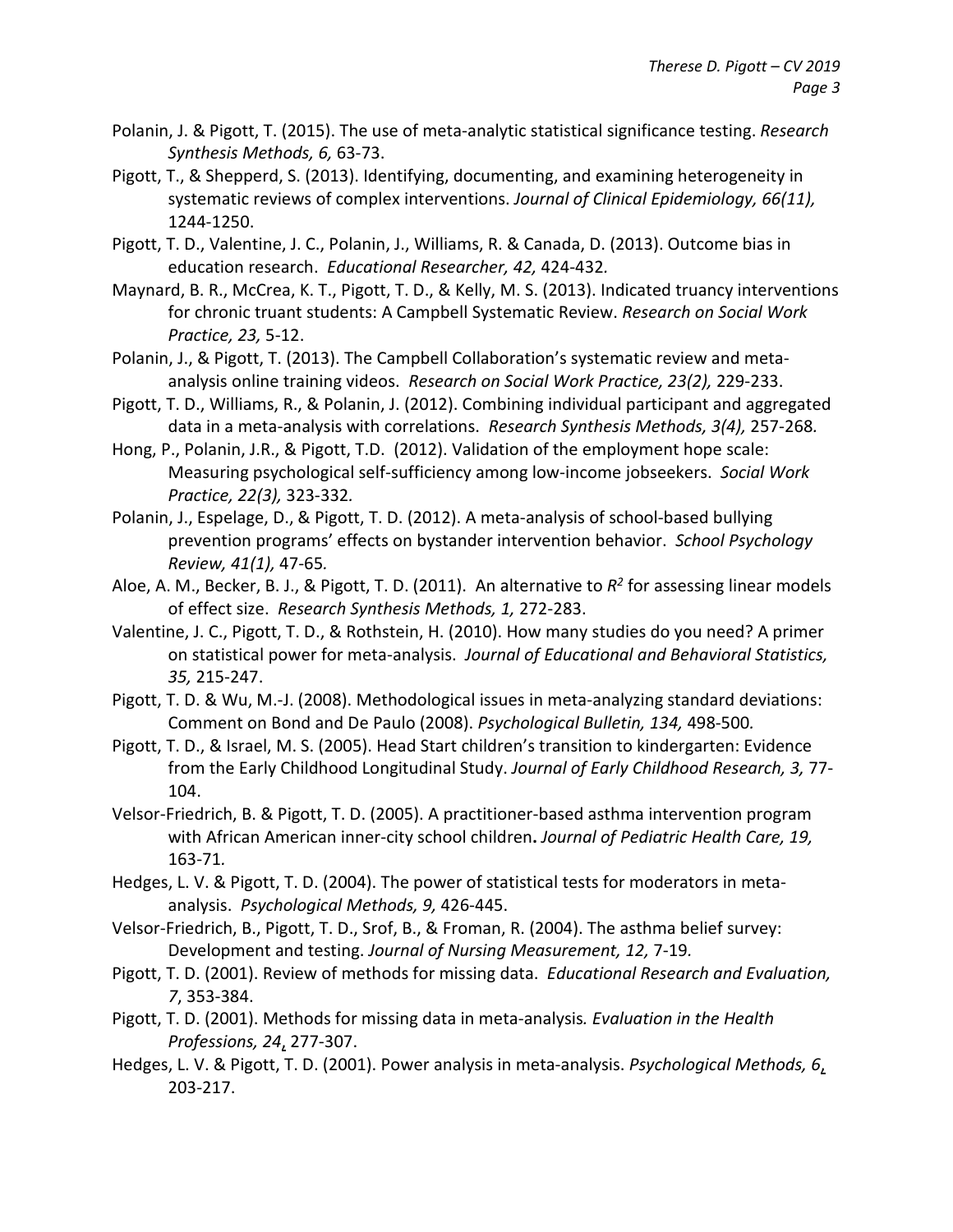Polanin, J. & Pigott, T. (2015). The use of meta-analytic statistical significance testing. *Research Synthesis Methods, 6,* 63-73.

Pigott, T., & Shepperd, S. (2013). Identifying, documenting, and examining heterogeneity in systematic reviews of complex interventions. *Journal of Clinical Epidemiology, 66(11),* 1244-1250.

Pigott, T. D., Valentine, J. C., Polanin, J., Williams, R. & Canada, D. (2013). Outcome bias in education research. *Educational Researcher, 42,* 424-432.

Maynard, B. R., McCrea, K. T., Pigott, T. D., & Kelly, M. S. (2013). Indicated truancy interventions for chronic truant students: A Campbell Systematic Review. *Research on Social Work Practice, 23,* 5-12.

Polanin, J., & Pigott, T. (2013). The Campbell Collaboration's systematic review and meta-analysis online training videos. *Research on Social Work Practice, 23(2),* 229-233.

Pigott, T. D., Williams, R., & Polanin, J. (2012). Combining individual participant and aggregated data in a meta-analysis with correlations. *Research Synthesis Methods, 3(4),* 257-268.

Hong, P., Polanin, J.R., & Pigott, T.D. (2012). Validation of the employment hope scale: Measuring psychological self-sufficiency among low-income jobseekers. *Social Work Practice, 22(3),* 323-332.

Polanin, J., Espelage, D., & Pigott, T. D. (2012). A meta-analysis of school-based bullying prevention programs' effects on bystander intervention behavior. *School Psychology Review, 41(1),* 47-65.

Aloe, A. M., Becker, B. J., & Pigott, T. D. (2011). An alternative to $R^2$ for assessing linear models of effect size. *Research Synthesis Methods, 1,* 272-283.

Valentine, J. C., Pigott, T. D., & Rothstein, H. (2010). How many studies do you need? A primer on statistical power for meta-analysis. *Journal of Educational and Behavioral Statistics, 35,* 215-247.

Pigott, T. D. & Wu, M.-J. (2008). Methodological issues in meta-analyzing standard deviations: Comment on Bond and De Paulo (2008). *Psychological Bulletin, 134,* 498-500.

Pigott, T. D., & Israel, M. S. (2005). Head Start children's transition to kindergarten: Evidence from the Early Childhood Longitudinal Study. *Journal of Early Childhood Research, 3,* 77-104.

Velsor-Friedrich, B. & Pigott, T. D. (2005). A practitioner-based asthma intervention program with African American inner-city school children**.** *Journal of Pediatric Health Care, 19,* 163-71.

Hedges, L. V. & Pigott, T. D. (2004). The power of statistical tests for moderators in meta-analysis. *Psychological Methods, 9,* 426-445.

Velsor-Friedrich, B., Pigott, T. D., Srof, B., & Froman, R. (2004). The asthma belief survey: Development and testing. *Journal of Nursing Measurement, 12,* 7-19.

Pigott, T. D. (2001). Review of methods for missing data. *Educational Research and Evaluation, 7*, 353-384.

Pigott, T. D. (2001). Methods for missing data in meta-analysis*. Evaluation in the Health Professions, 24*, 277-307.

Hedges, L. V. & Pigott, T. D. (2001). Power analysis in meta-analysis. *Psychological Methods, 6*, 203-217.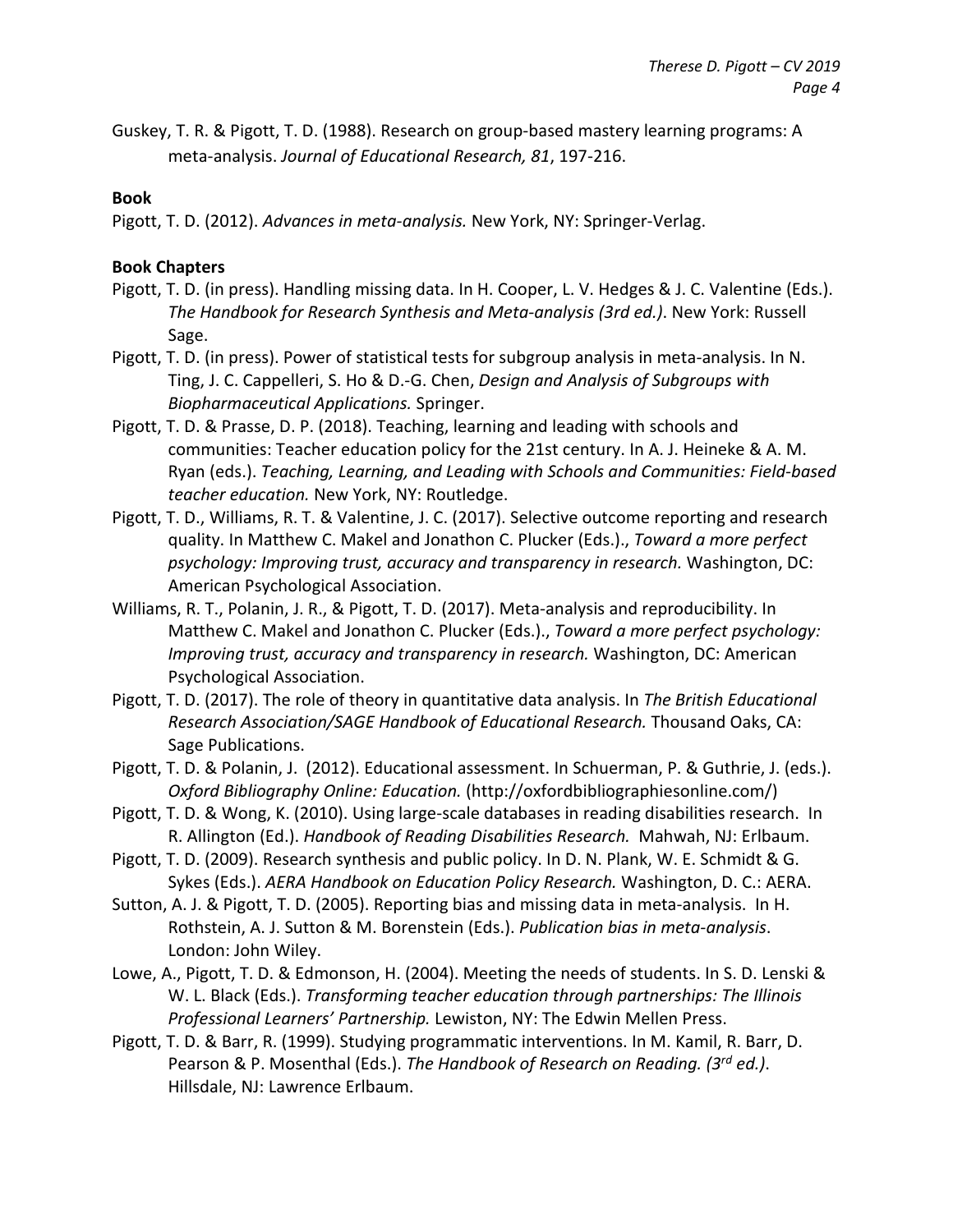Guskey, T. R. & Pigott, T. D. (1988). Research on group-based mastery learning programs: A meta-analysis. *Journal of Educational Research, 81*, 197-216.

**Book**

Pigott, T. D. (2012). *Advances in meta-analysis.* New York, NY: Springer-Verlag.

**Book Chapters**

Pigott, T. D. (in press). Handling missing data. In H. Cooper, L. V. Hedges & J. C. Valentine (Eds.). *The Handbook for Research Synthesis and Meta-analysis (3rd ed.)*. New York: Russell Sage.

Pigott, T. D. (in press). Power of statistical tests for subgroup analysis in meta-analysis. In N. Ting, J. C. Cappelleri, S. Ho & D.-G. Chen, *Design and Analysis of Subgroups with Biopharmaceutical Applications.* Springer.

Pigott, T. D. & Prasse, D. P. (2018). Teaching, learning and leading with schools and communities: Teacher education policy for the 21st century. In A. J. Heineke & A. M. Ryan (eds.). *Teaching, Learning, and Leading with Schools and Communities: Field-based teacher education.* New York, NY: Routledge.

Pigott, T. D., Williams, R. T. & Valentine, J. C. (2017). Selective outcome reporting and research quality. In Matthew C. Makel and Jonathon C. Plucker (Eds.)., *Toward a more perfect psychology: Improving trust, accuracy and transparency in research.* Washington, DC: American Psychological Association.

Williams, R. T., Polanin, J. R., & Pigott, T. D. (2017). Meta-analysis and reproducibility. In Matthew C. Makel and Jonathon C. Plucker (Eds.)., *Toward a more perfect psychology: Improving trust, accuracy and transparency in research.* Washington, DC: American Psychological Association.

Pigott, T. D. (2017). The role of theory in quantitative data analysis. In *The British Educational Research Association/SAGE Handbook of Educational Research.* Thousand Oaks, CA: Sage Publications.

Pigott, T. D. & Polanin, J. (2012). Educational assessment. In Schuerman, P. & Guthrie, J. (eds.). *Oxford Bibliography Online: Education.* (http://oxfordbibliographiesonline.com/)

Pigott, T. D. & Wong, K. (2010). Using large-scale databases in reading disabilities research. In R. Allington (Ed.). *Handbook of Reading Disabilities Research.* Mahwah, NJ: Erlbaum.

Pigott, T. D. (2009). Research synthesis and public policy. In D. N. Plank, W. E. Schmidt & G. Sykes (Eds.). *AERA Handbook on Education Policy Research.* Washington, D. C.: AERA.

Sutton, A. J. & Pigott, T. D. (2005). Reporting bias and missing data in meta-analysis. In H. Rothstein, A. J. Sutton & M. Borenstein (Eds.). *Publication bias in meta-analysis*. London: John Wiley.

Lowe, A., Pigott, T. D. & Edmonson, H. (2004). Meeting the needs of students. In S. D. Lenski & W. L. Black (Eds.). *Transforming teacher education through partnerships: The Illinois Professional Learners' Partnership.* Lewiston, NY: The Edwin Mellen Press.

Pigott, T. D. & Barr, R. (1999). Studying programmatic interventions. In M. Kamil, R. Barr, D. Pearson & P. Mosenthal (Eds.). *The Handbook of Research on Reading. (3rd ed.)*. Hillsdale, NJ: Lawrence Erlbaum.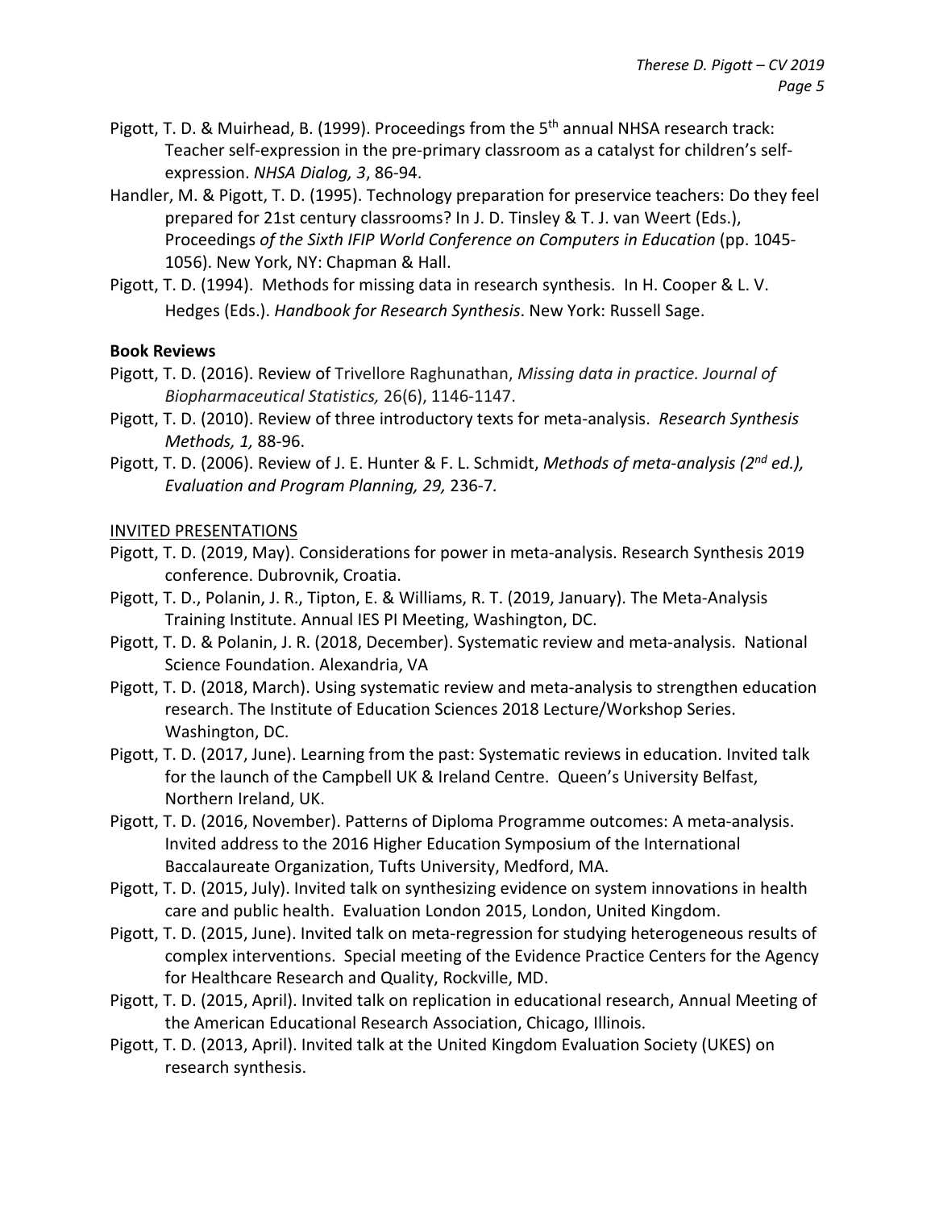Pigott, T. D. & Muirhead, B. (1999). Proceedings from the 5th annual NHSA research track: Teacher self-expression in the pre-primary classroom as a catalyst for children's self-expression. *NHSA Dialog, 3*, 86-94.

Handler, M. & Pigott, T. D. (1995). Technology preparation for preservice teachers: Do they feel prepared for 21st century classrooms? In J. D. Tinsley & T. J. van Weert (Eds.), Proceedings *of the Sixth IFIP World Conference on Computers in Education* (pp. 1045-1056). New York, NY: Chapman & Hall.

Pigott, T. D. (1994). Methods for missing data in research synthesis. In H. Cooper & L. V. Hedges (Eds.). *Handbook for Research Synthesis*. New York: Russell Sage.

**Book Reviews**

Pigott, T. D. (2016). Review of Trivellore Raghunathan, *Missing data in practice. Journal of Biopharmaceutical Statistics,* 26(6), 1146-1147.

Pigott, T. D. (2010). Review of three introductory texts for meta-analysis. *Research Synthesis Methods, 1,* 88-96.

Pigott, T. D. (2006). Review of J. E. Hunter & F. L. Schmidt, *Methods of meta-analysis (2nd ed.), Evaluation and Program Planning, 29,* 236-7.

INVITED PRESENTATIONS

Pigott, T. D. (2019, May). Considerations for power in meta-analysis. Research Synthesis 2019 conference. Dubrovnik, Croatia.

Pigott, T. D., Polanin, J. R., Tipton, E. & Williams, R. T. (2019, January). The Meta-Analysis Training Institute. Annual IES PI Meeting, Washington, DC.

Pigott, T. D. & Polanin, J. R. (2018, December). Systematic review and meta-analysis. National Science Foundation. Alexandria, VA

Pigott, T. D. (2018, March). Using systematic review and meta-analysis to strengthen education research. The Institute of Education Sciences 2018 Lecture/Workshop Series. Washington, DC.

Pigott, T. D. (2017, June). Learning from the past: Systematic reviews in education. Invited talk for the launch of the Campbell UK & Ireland Centre. Queen's University Belfast, Northern Ireland, UK.

Pigott, T. D. (2016, November). Patterns of Diploma Programme outcomes: A meta-analysis. Invited address to the 2016 Higher Education Symposium of the International Baccalaureate Organization, Tufts University, Medford, MA.

Pigott, T. D. (2015, July). Invited talk on synthesizing evidence on system innovations in health care and public health. Evaluation London 2015, London, United Kingdom.

Pigott, T. D. (2015, June). Invited talk on meta-regression for studying heterogeneous results of complex interventions. Special meeting of the Evidence Practice Centers for the Agency for Healthcare Research and Quality, Rockville, MD.

Pigott, T. D. (2015, April). Invited talk on replication in educational research, Annual Meeting of the American Educational Research Association, Chicago, Illinois.

Pigott, T. D. (2013, April). Invited talk at the United Kingdom Evaluation Society (UKES) on research synthesis.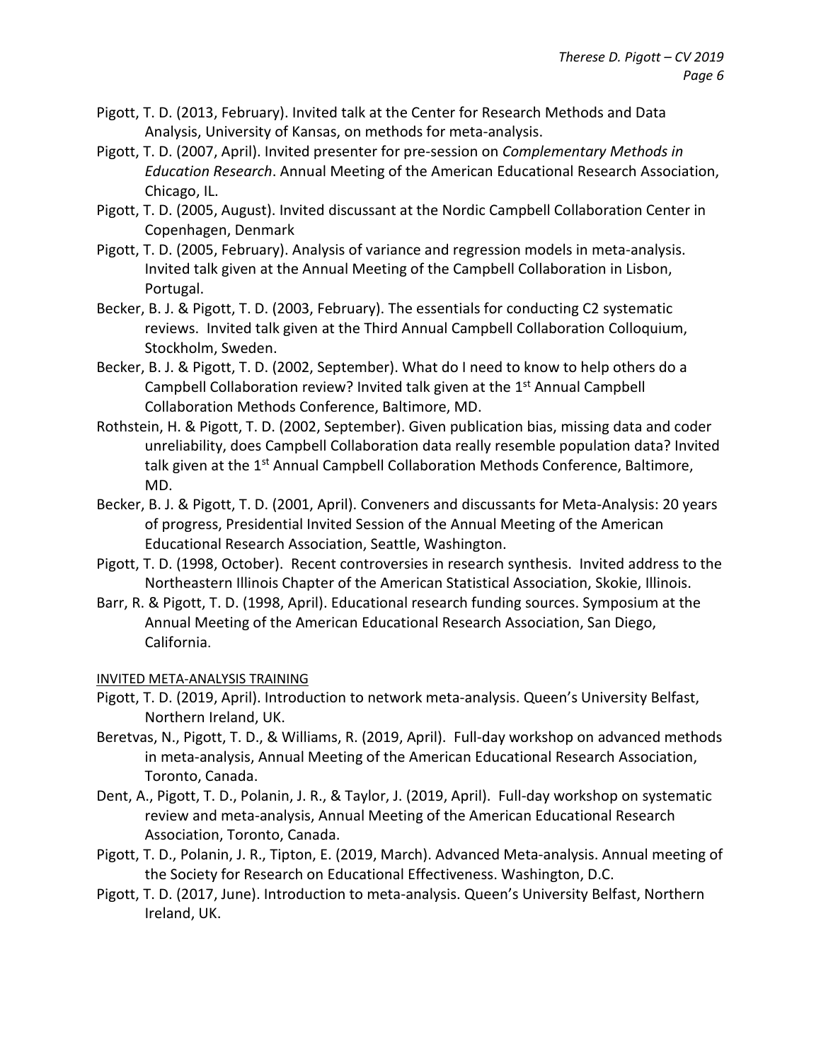Pigott, T. D. (2013, February). Invited talk at the Center for Research Methods and Data Analysis, University of Kansas, on methods for meta-analysis.

Pigott, T. D. (2007, April). Invited presenter for pre-session on *Complementary Methods in Education Research*. Annual Meeting of the American Educational Research Association, Chicago, IL.

Pigott, T. D. (2005, August). Invited discussant at the Nordic Campbell Collaboration Center in Copenhagen, Denmark

Pigott, T. D. (2005, February). Analysis of variance and regression models in meta-analysis. Invited talk given at the Annual Meeting of the Campbell Collaboration in Lisbon, Portugal.

Becker, B. J. & Pigott, T. D. (2003, February). The essentials for conducting C2 systematic reviews. Invited talk given at the Third Annual Campbell Collaboration Colloquium, Stockholm, Sweden.

Becker, B. J. & Pigott, T. D. (2002, September). What do I need to know to help others do a Campbell Collaboration review? Invited talk given at the 1st Annual Campbell Collaboration Methods Conference, Baltimore, MD.

Rothstein, H. & Pigott, T. D. (2002, September). Given publication bias, missing data and coder unreliability, does Campbell Collaboration data really resemble population data? Invited talk given at the 1st Annual Campbell Collaboration Methods Conference, Baltimore, MD.

Becker, B. J. & Pigott, T. D. (2001, April). Conveners and discussants for Meta-Analysis: 20 years of progress, Presidential Invited Session of the Annual Meeting of the American Educational Research Association, Seattle, Washington.

Pigott, T. D. (1998, October). Recent controversies in research synthesis. Invited address to the Northeastern Illinois Chapter of the American Statistical Association, Skokie, Illinois.

Barr, R. & Pigott, T. D. (1998, April). Educational research funding sources. Symposium at the Annual Meeting of the American Educational Research Association, San Diego, California.

## INVITED META-ANALYSIS TRAINING

Pigott, T. D. (2019, April). Introduction to network meta-analysis. Queen's University Belfast, Northern Ireland, UK.

Beretvas, N., Pigott, T. D., & Williams, R. (2019, April). Full-day workshop on advanced methods in meta-analysis, Annual Meeting of the American Educational Research Association, Toronto, Canada.

Dent, A., Pigott, T. D., Polanin, J. R., & Taylor, J. (2019, April). Full-day workshop on systematic review and meta-analysis, Annual Meeting of the American Educational Research Association, Toronto, Canada.

Pigott, T. D., Polanin, J. R., Tipton, E. (2019, March). Advanced Meta-analysis. Annual meeting of the Society for Research on Educational Effectiveness. Washington, D.C.

Pigott, T. D. (2017, June). Introduction to meta-analysis. Queen's University Belfast, Northern Ireland, UK.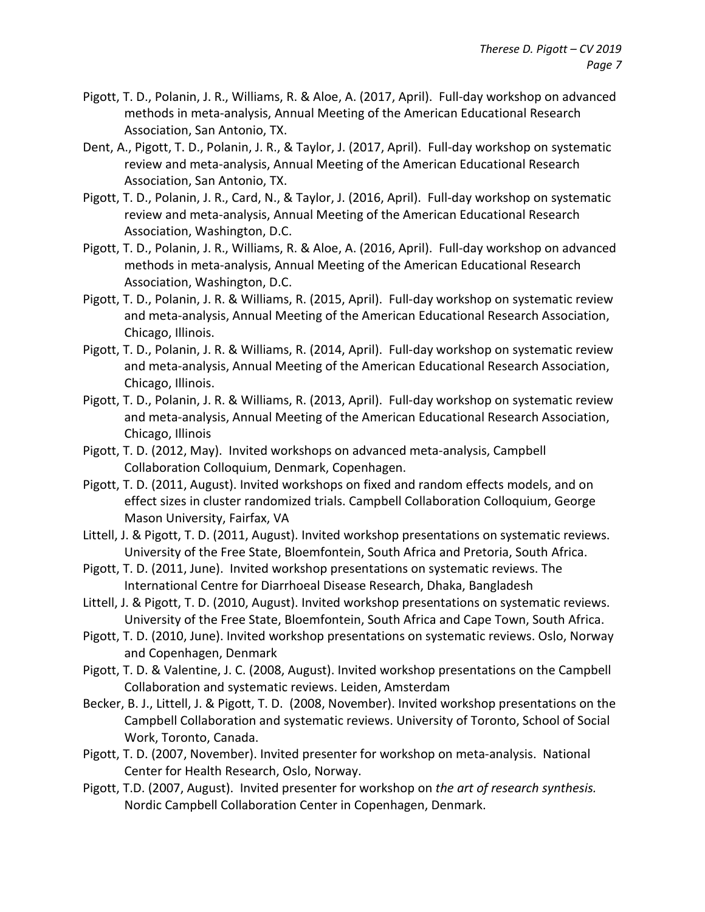Pigott, T. D., Polanin, J. R., Williams, R. & Aloe, A. (2017, April). Full-day workshop on advanced methods in meta-analysis, Annual Meeting of the American Educational Research Association, San Antonio, TX.

Dent, A., Pigott, T. D., Polanin, J. R., & Taylor, J. (2017, April). Full-day workshop on systematic review and meta-analysis, Annual Meeting of the American Educational Research Association, San Antonio, TX.

Pigott, T. D., Polanin, J. R., Card, N., & Taylor, J. (2016, April). Full-day workshop on systematic review and meta-analysis, Annual Meeting of the American Educational Research Association, Washington, D.C.

Pigott, T. D., Polanin, J. R., Williams, R. & Aloe, A. (2016, April). Full-day workshop on advanced methods in meta-analysis, Annual Meeting of the American Educational Research Association, Washington, D.C.

Pigott, T. D., Polanin, J. R. & Williams, R. (2015, April). Full-day workshop on systematic review and meta-analysis, Annual Meeting of the American Educational Research Association, Chicago, Illinois.

Pigott, T. D., Polanin, J. R. & Williams, R. (2014, April). Full-day workshop on systematic review and meta-analysis, Annual Meeting of the American Educational Research Association, Chicago, Illinois.

Pigott, T. D., Polanin, J. R. & Williams, R. (2013, April). Full-day workshop on systematic review and meta-analysis, Annual Meeting of the American Educational Research Association, Chicago, Illinois

Pigott, T. D. (2012, May). Invited workshops on advanced meta-analysis, Campbell Collaboration Colloquium, Denmark, Copenhagen.

Pigott, T. D. (2011, August). Invited workshops on fixed and random effects models, and on effect sizes in cluster randomized trials. Campbell Collaboration Colloquium, George Mason University, Fairfax, VA

Littell, J. & Pigott, T. D. (2011, August). Invited workshop presentations on systematic reviews. University of the Free State, Bloemfontein, South Africa and Pretoria, South Africa.

Pigott, T. D. (2011, June). Invited workshop presentations on systematic reviews. The International Centre for Diarrhoeal Disease Research, Dhaka, Bangladesh

Littell, J. & Pigott, T. D. (2010, August). Invited workshop presentations on systematic reviews. University of the Free State, Bloemfontein, South Africa and Cape Town, South Africa.

Pigott, T. D. (2010, June). Invited workshop presentations on systematic reviews. Oslo, Norway and Copenhagen, Denmark

Pigott, T. D. & Valentine, J. C. (2008, August). Invited workshop presentations on the Campbell Collaboration and systematic reviews. Leiden, Amsterdam

Becker, B. J., Littell, J. & Pigott, T. D. (2008, November). Invited workshop presentations on the Campbell Collaboration and systematic reviews. University of Toronto, School of Social Work, Toronto, Canada.

Pigott, T. D. (2007, November). Invited presenter for workshop on meta-analysis. National Center for Health Research, Oslo, Norway.

Pigott, T.D. (2007, August). Invited presenter for workshop on *the art of research synthesis.* Nordic Campbell Collaboration Center in Copenhagen, Denmark.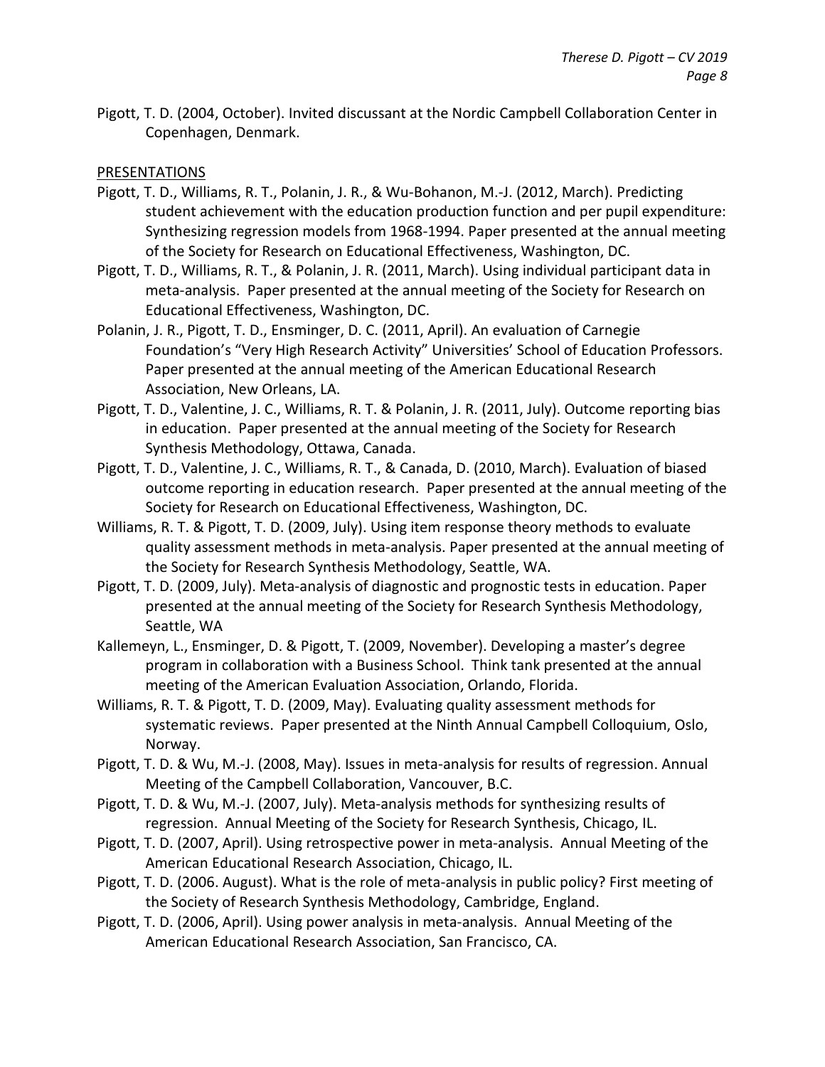Pigott, T. D. (2004, October). Invited discussant at the Nordic Campbell Collaboration Center in Copenhagen, Denmark.

PRESENTATIONS

Pigott, T. D., Williams, R. T., Polanin, J. R., & Wu-Bohanon, M.-J. (2012, March). Predicting student achievement with the education production function and per pupil expenditure: Synthesizing regression models from 1968-1994. Paper presented at the annual meeting of the Society for Research on Educational Effectiveness, Washington, DC.

Pigott, T. D., Williams, R. T., & Polanin, J. R. (2011, March). Using individual participant data in meta-analysis. Paper presented at the annual meeting of the Society for Research on Educational Effectiveness, Washington, DC.

Polanin, J. R., Pigott, T. D., Ensminger, D. C. (2011, April). An evaluation of Carnegie Foundation's "Very High Research Activity" Universities' School of Education Professors. Paper presented at the annual meeting of the American Educational Research Association, New Orleans, LA.

Pigott, T. D., Valentine, J. C., Williams, R. T. & Polanin, J. R. (2011, July). Outcome reporting bias in education. Paper presented at the annual meeting of the Society for Research Synthesis Methodology, Ottawa, Canada.

Pigott, T. D., Valentine, J. C., Williams, R. T., & Canada, D. (2010, March). Evaluation of biased outcome reporting in education research. Paper presented at the annual meeting of the Society for Research on Educational Effectiveness, Washington, DC.

Williams, R. T. & Pigott, T. D. (2009, July). Using item response theory methods to evaluate quality assessment methods in meta-analysis. Paper presented at the annual meeting of the Society for Research Synthesis Methodology, Seattle, WA.

Pigott, T. D. (2009, July). Meta-analysis of diagnostic and prognostic tests in education. Paper presented at the annual meeting of the Society for Research Synthesis Methodology, Seattle, WA

Kallemeyn, L., Ensminger, D. & Pigott, T. (2009, November). Developing a master's degree program in collaboration with a Business School. Think tank presented at the annual meeting of the American Evaluation Association, Orlando, Florida.

Williams, R. T. & Pigott, T. D. (2009, May). Evaluating quality assessment methods for systematic reviews. Paper presented at the Ninth Annual Campbell Colloquium, Oslo, Norway.

Pigott, T. D. & Wu, M.-J. (2008, May). Issues in meta-analysis for results of regression. Annual Meeting of the Campbell Collaboration, Vancouver, B.C.

Pigott, T. D. & Wu, M.-J. (2007, July). Meta-analysis methods for synthesizing results of regression. Annual Meeting of the Society for Research Synthesis, Chicago, IL.

Pigott, T. D. (2007, April). Using retrospective power in meta-analysis. Annual Meeting of the American Educational Research Association, Chicago, IL.

Pigott, T. D. (2006. August). What is the role of meta-analysis in public policy? First meeting of the Society of Research Synthesis Methodology, Cambridge, England.

Pigott, T. D. (2006, April). Using power analysis in meta-analysis. Annual Meeting of the American Educational Research Association, San Francisco, CA.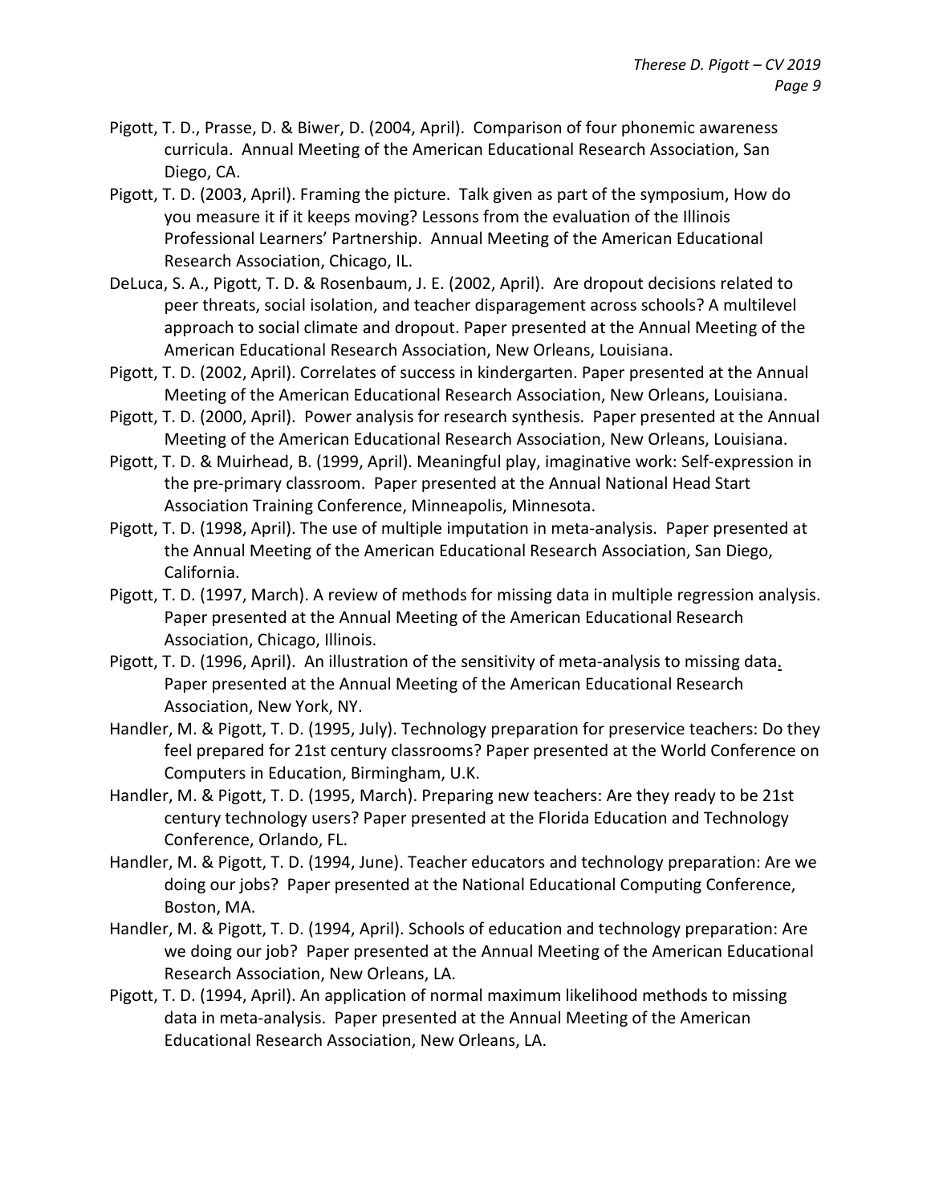Pigott, T. D., Prasse, D. & Biwer, D. (2004, April). Comparison of four phonemic awareness curricula. Annual Meeting of the American Educational Research Association, San Diego, CA.

Pigott, T. D. (2003, April). Framing the picture. Talk given as part of the symposium, How do you measure it if it keeps moving? Lessons from the evaluation of the Illinois Professional Learners' Partnership. Annual Meeting of the American Educational Research Association, Chicago, IL.

DeLuca, S. A., Pigott, T. D. & Rosenbaum, J. E. (2002, April). Are dropout decisions related to peer threats, social isolation, and teacher disparagement across schools? A multilevel approach to social climate and dropout. Paper presented at the Annual Meeting of the American Educational Research Association, New Orleans, Louisiana.

Pigott, T. D. (2002, April). Correlates of success in kindergarten. Paper presented at the Annual Meeting of the American Educational Research Association, New Orleans, Louisiana.

Pigott, T. D. (2000, April). Power analysis for research synthesis. Paper presented at the Annual Meeting of the American Educational Research Association, New Orleans, Louisiana.

Pigott, T. D. & Muirhead, B. (1999, April). Meaningful play, imaginative work: Self-expression in the pre-primary classroom. Paper presented at the Annual National Head Start Association Training Conference, Minneapolis, Minnesota.

Pigott, T. D. (1998, April). The use of multiple imputation in meta-analysis. Paper presented at the Annual Meeting of the American Educational Research Association, San Diego, California.

Pigott, T. D. (1997, March). A review of methods for missing data in multiple regression analysis. Paper presented at the Annual Meeting of the American Educational Research Association, Chicago, Illinois.

Pigott, T. D. (1996, April). An illustration of the sensitivity of meta-analysis to missing data. Paper presented at the Annual Meeting of the American Educational Research Association, New York, NY.

Handler, M. & Pigott, T. D. (1995, July). Technology preparation for preservice teachers: Do they feel prepared for 21st century classrooms? Paper presented at the World Conference on Computers in Education, Birmingham, U.K.

Handler, M. & Pigott, T. D. (1995, March). Preparing new teachers: Are they ready to be 21st century technology users? Paper presented at the Florida Education and Technology Conference, Orlando, FL.

Handler, M. & Pigott, T. D. (1994, June). Teacher educators and technology preparation: Are we doing our jobs? Paper presented at the National Educational Computing Conference, Boston, MA.

Handler, M. & Pigott, T. D. (1994, April). Schools of education and technology preparation: Are we doing our job? Paper presented at the Annual Meeting of the American Educational Research Association, New Orleans, LA.

Pigott, T. D. (1994, April). An application of normal maximum likelihood methods to missing data in meta-analysis. Paper presented at the Annual Meeting of the American Educational Research Association, New Orleans, LA.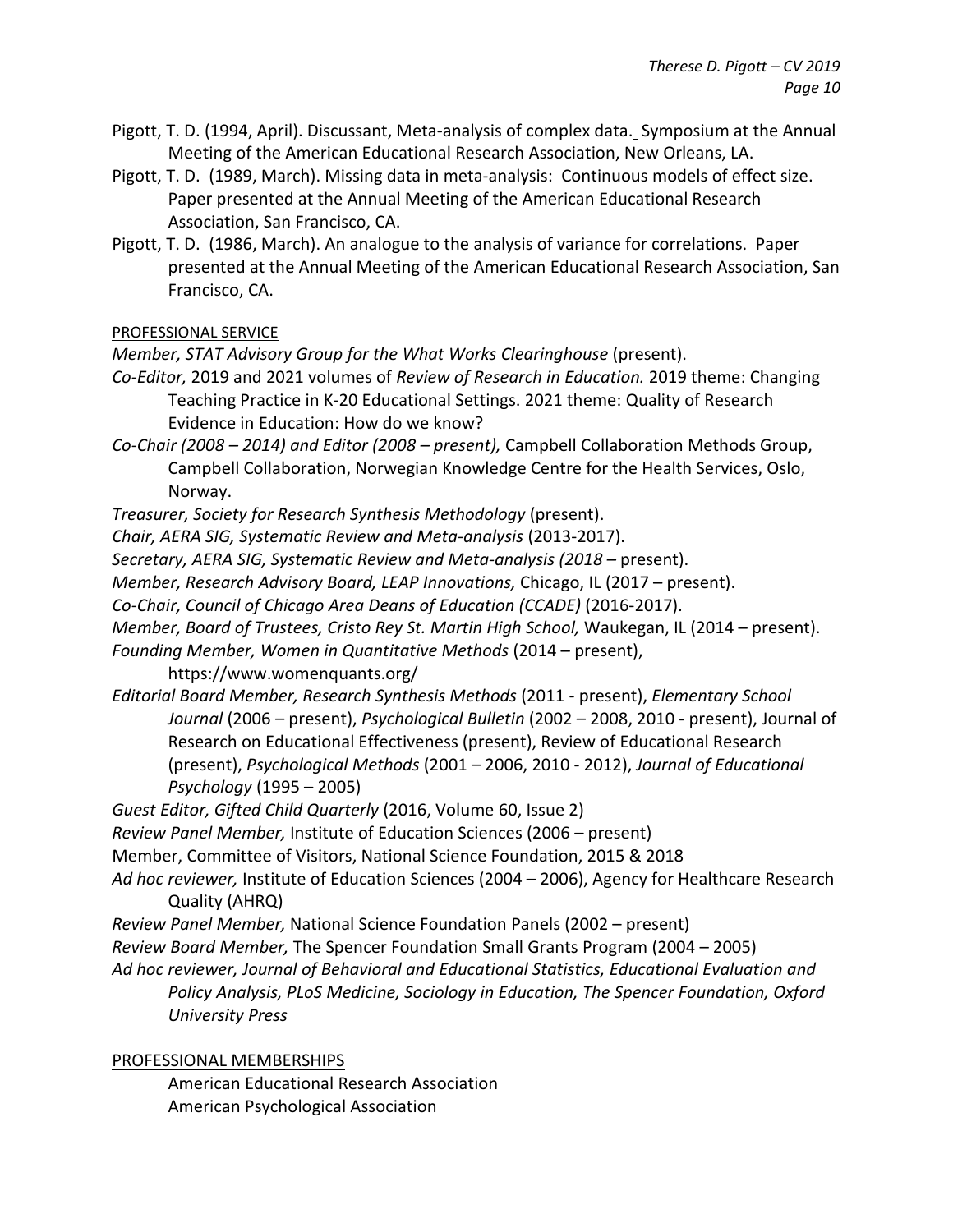Pigott, T. D. (1994, April). Discussant, Meta-analysis of complex data. Symposium at the Annual Meeting of the American Educational Research Association, New Orleans, LA.

Pigott, T. D. (1989, March). Missing data in meta-analysis: Continuous models of effect size. Paper presented at the Annual Meeting of the American Educational Research Association, San Francisco, CA.

Pigott, T. D. (1986, March). An analogue to the analysis of variance for correlations. Paper presented at the Annual Meeting of the American Educational Research Association, San Francisco, CA.

## PROFESSIONAL SERVICE

*Member, STAT Advisory Group for the What Works Clearinghouse* (present).

*Co-Editor,* 2019 and 2021 volumes of *Review of Research in Education.* 2019 theme: Changing Teaching Practice in K-20 Educational Settings. 2021 theme: Quality of Research Evidence in Education: How do we know?

*Co-Chair (2008 – 2014) and Editor (2008 – present),* Campbell Collaboration Methods Group, Campbell Collaboration, Norwegian Knowledge Centre for the Health Services, Oslo, Norway.

*Treasurer, Society for Research Synthesis Methodology* (present).

*Chair, AERA SIG, Systematic Review and Meta-analysis* (2013-2017).

*Secretary, AERA SIG, Systematic Review and Meta-analysis (2018* – present).

*Member, Research Advisory Board, LEAP Innovations,* Chicago, IL (2017 – present).

*Co-Chair, Council of Chicago Area Deans of Education (CCADE)* (2016-2017).

*Member, Board of Trustees, Cristo Rey St. Martin High School,* Waukegan, IL (2014 – present).

*Founding Member, Women in Quantitative Methods* (2014 – present), https://www.womenquants.org/

*Editorial Board Member, Research Synthesis Methods* (2011 - present), *Elementary School Journal* (2006 – present), *Psychological Bulletin* (2002 – 2008, 2010 - present), Journal of Research on Educational Effectiveness (present), Review of Educational Research (present), *Psychological Methods* (2001 – 2006, 2010 - 2012), *Journal of Educational Psychology* (1995 – 2005)

*Guest Editor, Gifted Child Quarterly* (2016, Volume 60, Issue 2)

*Review Panel Member,* Institute of Education Sciences (2006 – present)

Member, Committee of Visitors, National Science Foundation, 2015 & 2018

*Ad hoc reviewer,* Institute of Education Sciences (2004 – 2006), Agency for Healthcare Research Quality (AHRQ)

*Review Panel Member,* National Science Foundation Panels (2002 – present)

*Review Board Member,* The Spencer Foundation Small Grants Program (2004 – 2005)

*Ad hoc reviewer, Journal of Behavioral and Educational Statistics, Educational Evaluation and Policy Analysis, PLoS Medicine, Sociology in Education, The Spencer Foundation, Oxford University Press*

## PROFESSIONAL MEMBERSHIPS

American Educational Research Association
American Psychological Association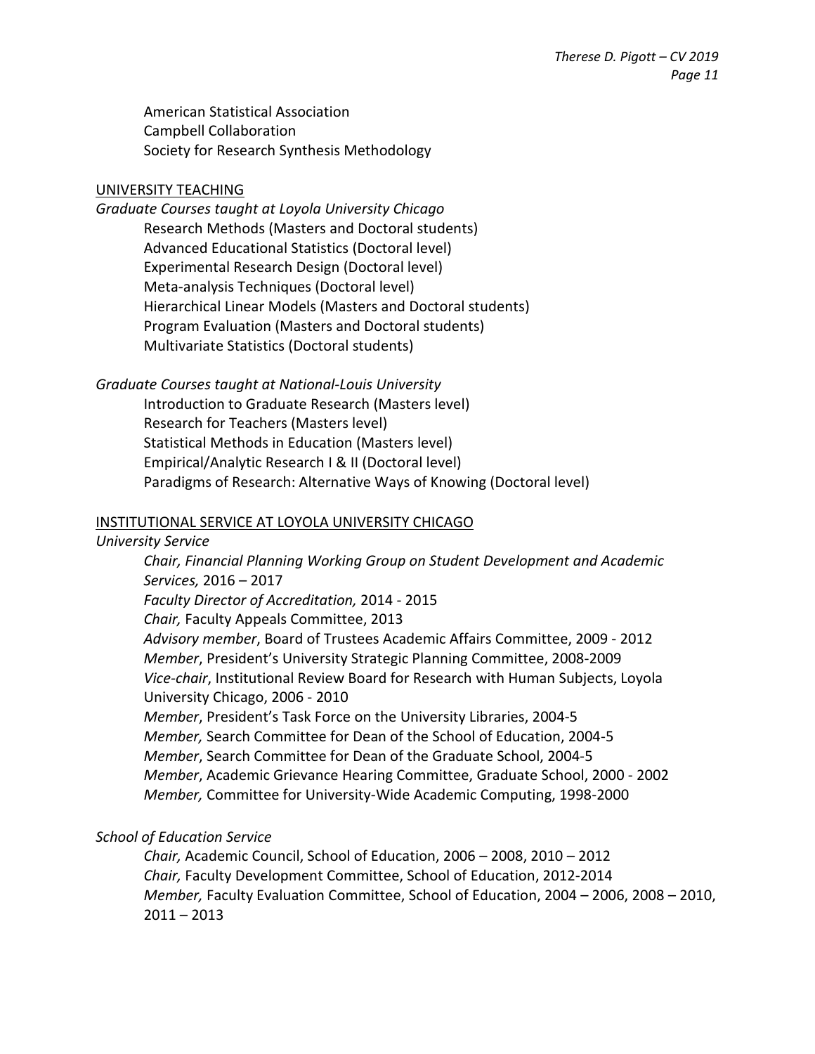American Statistical Association
Campbell Collaboration
Society for Research Synthesis Methodology

## UNIVERSITY TEACHING

*Graduate Courses taught at Loyola University Chicago*

- Research Methods (Masters and Doctoral students)
- Advanced Educational Statistics (Doctoral level)
- Experimental Research Design (Doctoral level)
- Meta-analysis Techniques (Doctoral level)
- Hierarchical Linear Models (Masters and Doctoral students)
- Program Evaluation (Masters and Doctoral students)
- Multivariate Statistics (Doctoral students)

*Graduate Courses taught at National-Louis University*

- Introduction to Graduate Research (Masters level)
- Research for Teachers (Masters level)
- Statistical Methods in Education (Masters level)
- Empirical/Analytic Research I & II (Doctoral level)
- Paradigms of Research: Alternative Ways of Knowing (Doctoral level)

## INSTITUTIONAL SERVICE AT LOYOLA UNIVERSITY CHICAGO

*University Service*

- *Chair, Financial Planning Working Group on Student Development and Academic Services,* 2016 – 2017
- *Faculty Director of Accreditation,* 2014 - 2015
- *Chair,* Faculty Appeals Committee, 2013
- *Advisory member*, Board of Trustees Academic Affairs Committee, 2009 - 2012
- *Member*, President's University Strategic Planning Committee, 2008-2009
- *Vice-chair*, Institutional Review Board for Research with Human Subjects, Loyola University Chicago, 2006 - 2010
- *Member*, President's Task Force on the University Libraries, 2004-5
- *Member,* Search Committee for Dean of the School of Education, 2004-5
- *Member*, Search Committee for Dean of the Graduate School, 2004-5
- *Member*, Academic Grievance Hearing Committee, Graduate School, 2000 - 2002
- *Member,* Committee for University-Wide Academic Computing, 1998-2000

*School of Education Service*

- *Chair,* Academic Council, School of Education, 2006 – 2008, 2010 – 2012
- *Chair,* Faculty Development Committee, School of Education, 2012-2014
- *Member,* Faculty Evaluation Committee, School of Education, 2004 – 2006, 2008 – 2010, 2011 – 2013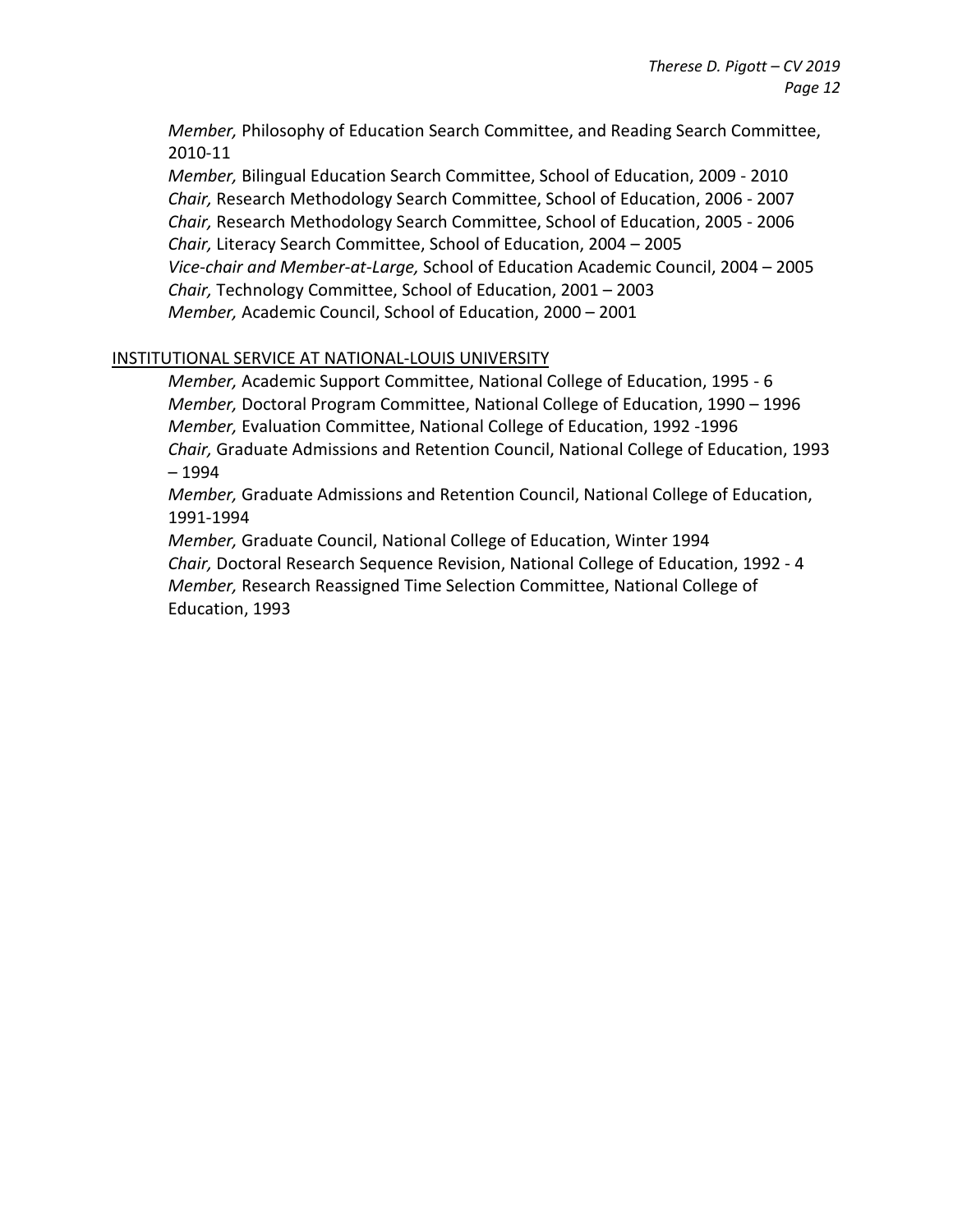*Member,* Philosophy of Education Search Committee, and Reading Search Committee, 2010-11
*Member,* Bilingual Education Search Committee, School of Education, 2009 - 2010
*Chair,* Research Methodology Search Committee, School of Education, 2006 - 2007
*Chair,* Research Methodology Search Committee, School of Education, 2005 - 2006
*Chair,* Literacy Search Committee, School of Education, 2004 – 2005
*Vice-chair and Member-at-Large,* School of Education Academic Council, 2004 – 2005
*Chair,* Technology Committee, School of Education, 2001 – 2003
*Member,* Academic Council, School of Education, 2000 – 2001

<u>INSTITUTIONAL SERVICE AT NATIONAL-LOUIS UNIVERSITY</u>

*Member,* Academic Support Committee, National College of Education, 1995 - 6
*Member,* Doctoral Program Committee, National College of Education, 1990 – 1996
*Member,* Evaluation Committee, National College of Education, 1992 -1996
*Chair,* Graduate Admissions and Retention Council, National College of Education, 1993 – 1994
*Member,* Graduate Admissions and Retention Council, National College of Education, 1991-1994
*Member,* Graduate Council, National College of Education, Winter 1994
*Chair,* Doctoral Research Sequence Revision, National College of Education, 1992 - 4
*Member,* Research Reassigned Time Selection Committee, National College of Education, 1993